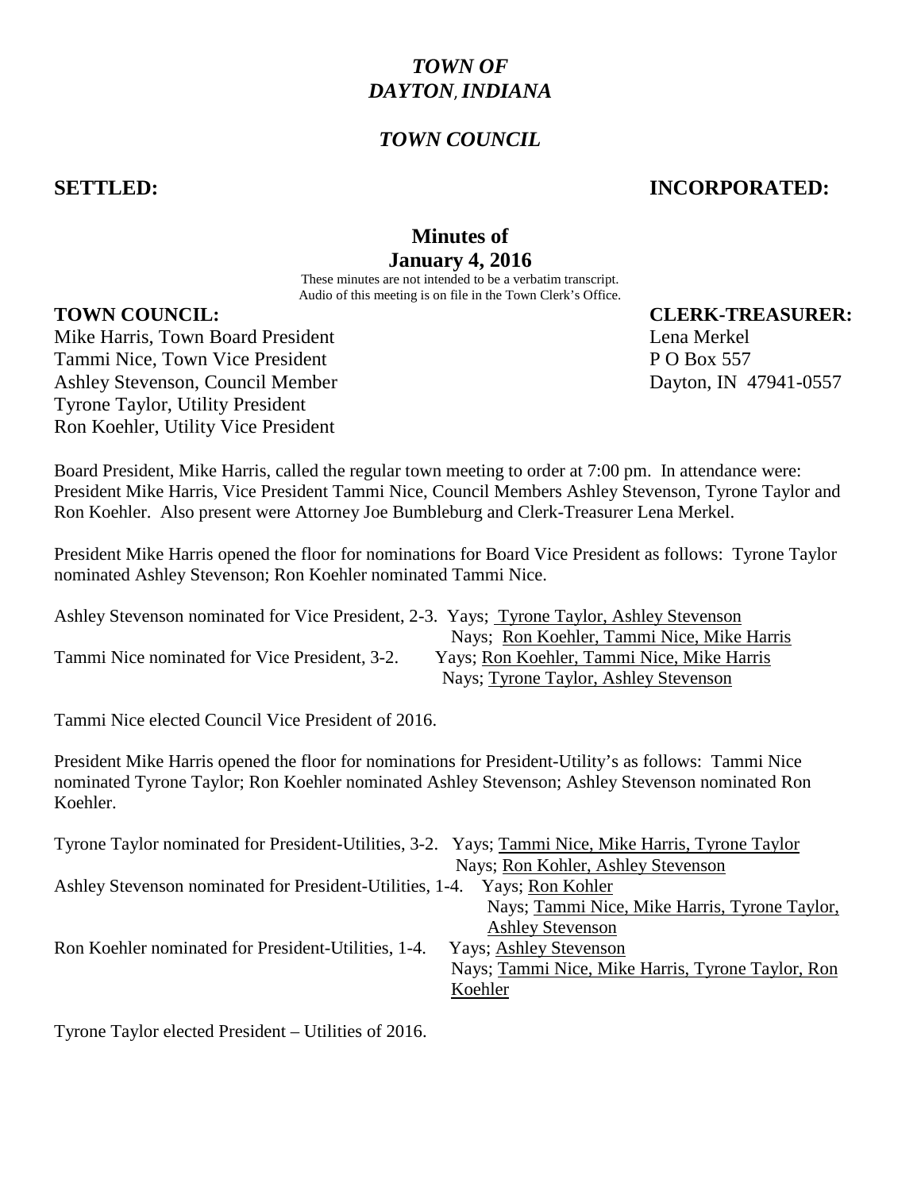# *TOWN OF DAYTON, INDIANA*

## *TOWN COUNCIL*

**SETTLED:** **INCORPORATED:**

## Minutes of January 4, 2016

These minutes are not intended to be a verbatim transcript.
Audio of this meeting is on file in the Town Clerk's Office.

**TOWN COUNCIL:**

Mike Harris, Town Board President
Tammi Nice, Town Vice President
Ashley Stevenson, Council Member
Tyrone Taylor, Utility President
Ron Koehler, Utility Vice President

**CLERK-TREASURER:**

Lena Merkel
P O Box 557
Dayton, IN 47941-0557

Board President, Mike Harris, called the regular town meeting to order at 7:00 pm. In attendance were: President Mike Harris, Vice President Tammi Nice, Council Members Ashley Stevenson, Tyrone Taylor and Ron Koehler. Also present were Attorney Joe Bumbleburg and Clerk-Treasurer Lena Merkel.

President Mike Harris opened the floor for nominations for Board Vice President as follows: Tyrone Taylor nominated Ashley Stevenson; Ron Koehler nominated Tammi Nice.

Ashley Stevenson nominated for Vice President, 2-3. Yays; Tyrone Taylor, Ashley Stevenson
Nays; Ron Koehler, Tammi Nice, Mike Harris

Tammi Nice nominated for Vice President, 3-2. Yays; Ron Koehler, Tammi Nice, Mike Harris
Nays; Tyrone Taylor, Ashley Stevenson

Tammi Nice elected Council Vice President of 2016.

President Mike Harris opened the floor for nominations for President-Utility's as follows: Tammi Nice nominated Tyrone Taylor; Ron Koehler nominated Ashley Stevenson; Ashley Stevenson nominated Ron Koehler.

Tyrone Taylor nominated for President-Utilities, 3-2. Yays; Tammi Nice, Mike Harris, Tyrone Taylor
Nays; Ron Kohler, Ashley Stevenson

Ashley Stevenson nominated for President-Utilities, 1-4. Yays; Ron Kohler
Nays; Tammi Nice, Mike Harris, Tyrone Taylor, Ashley Stevenson

Ron Koehler nominated for President-Utilities, 1-4. Yays; Ashley Stevenson
Nays; Tammi Nice, Mike Harris, Tyrone Taylor, Ron Koehler

Tyrone Taylor elected President – Utilities of 2016.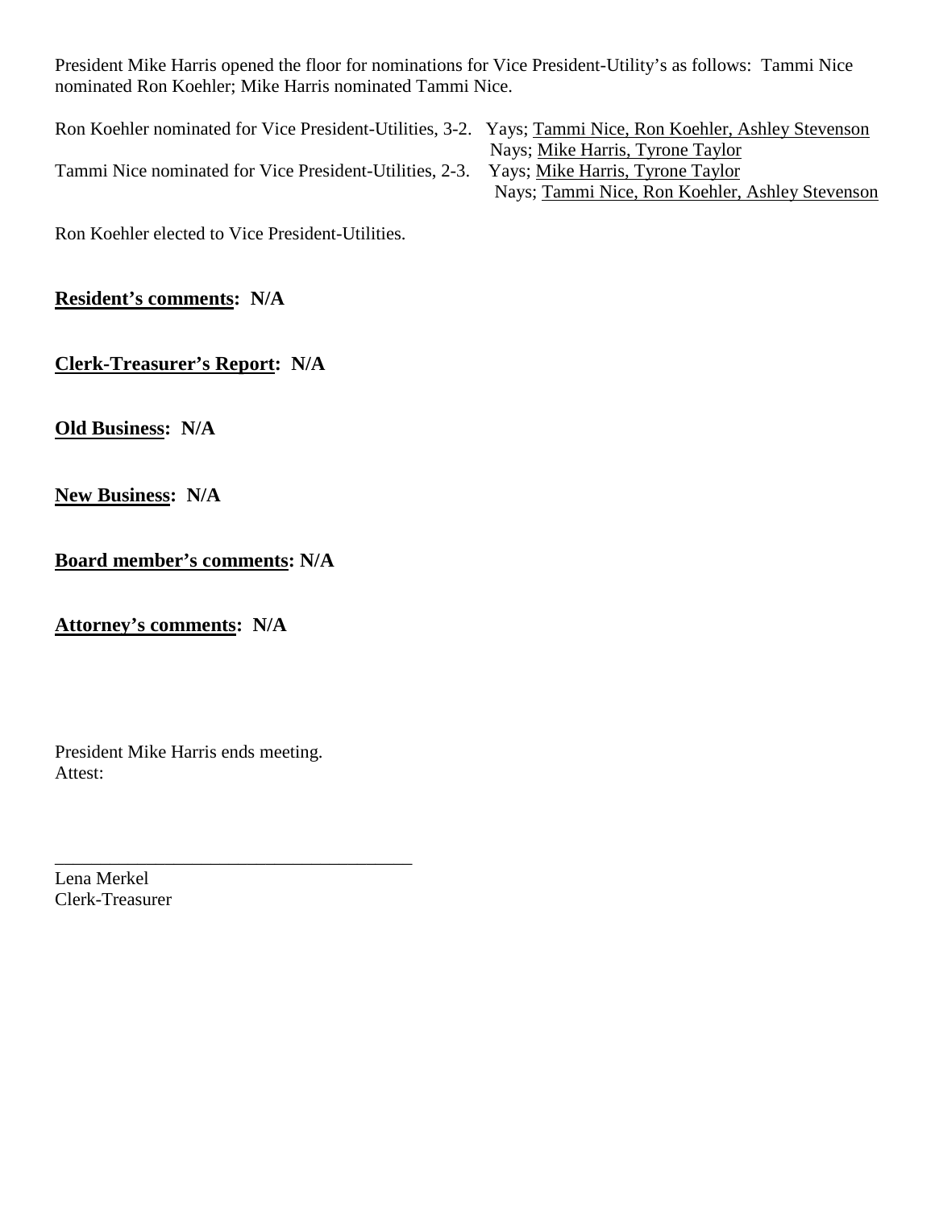President Mike Harris opened the floor for nominations for Vice President-Utility's as follows: Tammi Nice nominated Ron Koehler; Mike Harris nominated Tammi Nice.

| | |
|---|---|
| Ron Koehler nominated for Vice President-Utilities, 3-2. | Yays; Tammi Nice, Ron Koehler, Ashley Stevenson |
| | Nays; Mike Harris, Tyrone Taylor |
| Tammi Nice nominated for Vice President-Utilities, 2-3. | Yays; Mike Harris, Tyrone Taylor |
| | Nays; Tammi Nice, Ron Koehler, Ashley Stevenson |

Ron Koehler elected to Vice President-Utilities.

**Resident's comments: N/A**

**Clerk-Treasurer's Report: N/A**

**Old Business: N/A**

**New Business: N/A**

**Board member's comments: N/A**

**Attorney's comments: N/A**

President Mike Harris ends meeting.
Attest:

\_\_\_\_\_\_\_\_\_\_\_\_\_\_\_\_\_\_\_\_\_\_\_\_\_\_\_\_\_\_\_\_\_\_\_\_\_\_\_\_

Lena Merkel
Clerk-Treasurer